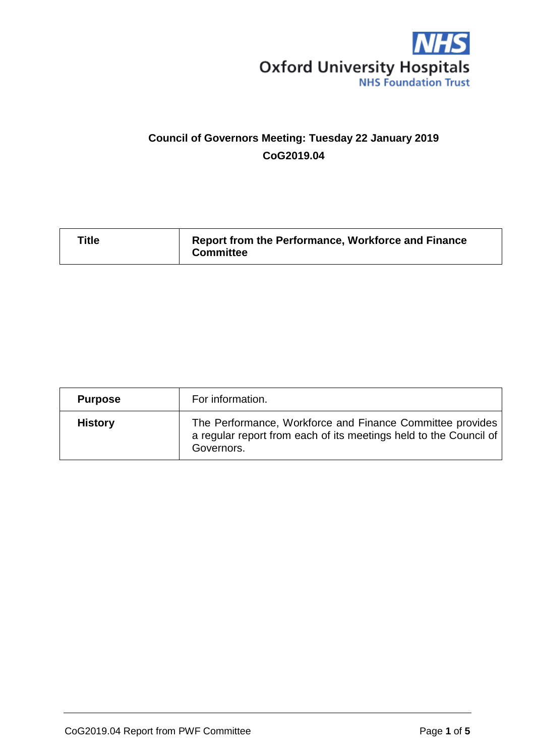Oxford University Hospitals
NHS Foundation Trust

**Council of Governors Meeting: Tuesday 22 January 2019**

**CoG2019.04**

| **Title** | **Report from the Performance, Workforce and Finance Committee** |
|---|---|

| **Purpose** | For information. |
|---|---|
| **History** | The Performance, Workforce and Finance Committee provides a regular report from each of its meetings held to the Council of Governors. |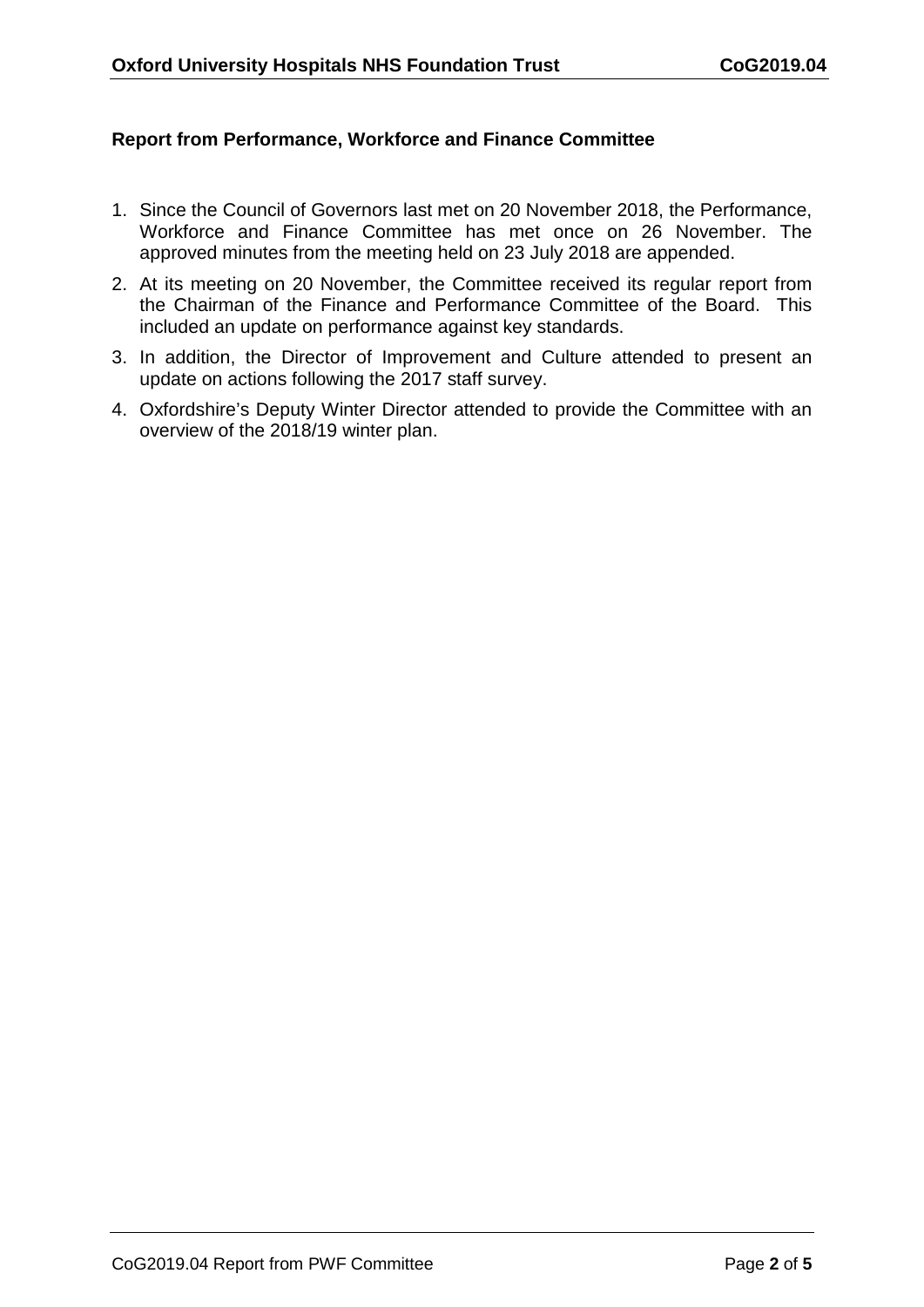**Report from Performance, Workforce and Finance Committee**

1. Since the Council of Governors last met on 20 November 2018, the Performance, Workforce and Finance Committee has met once on 26 November. The approved minutes from the meeting held on 23 July 2018 are appended.
2. At its meeting on 20 November, the Committee received its regular report from the Chairman of the Finance and Performance Committee of the Board. This included an update on performance against key standards.
3. In addition, the Director of Improvement and Culture attended to present an update on actions following the 2017 staff survey.
4. Oxfordshire's Deputy Winter Director attended to provide the Committee with an overview of the 2018/19 winter plan.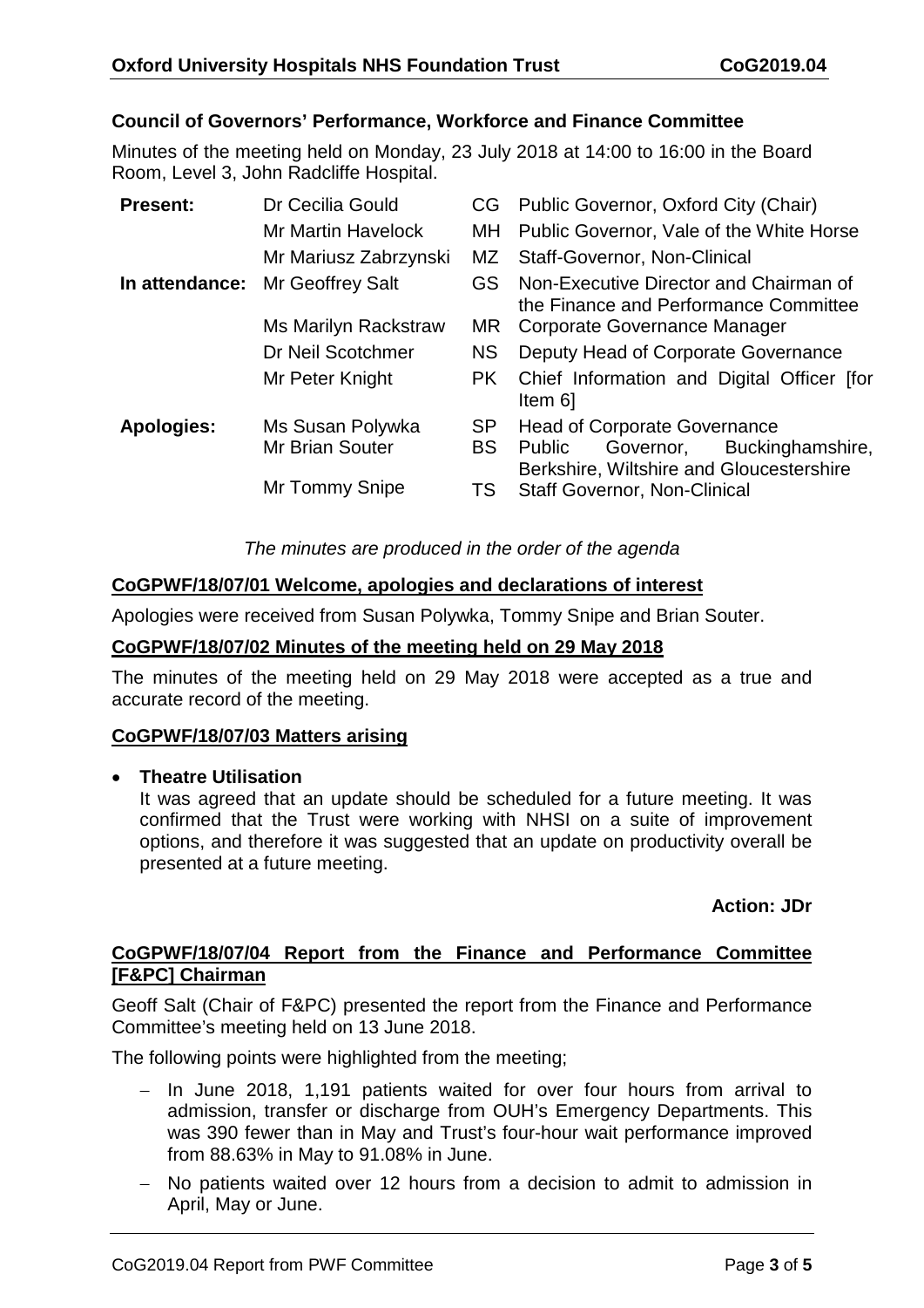## Council of Governors' Performance, Workforce and Finance Committee

Minutes of the meeting held on Monday, 23 July 2018 at 14:00 to 16:00 in the Board Room, Level 3, John Radcliffe Hospital.

| | | | |
|---|---|---|---|
| **Present:** | Dr Cecilia Gould | CG | Public Governor, Oxford City (Chair) |
| | Mr Martin Havelock | MH | Public Governor, Vale of the White Horse |
| | Mr Mariusz Zabrzynski | MZ | Staff-Governor, Non-Clinical |
| **In attendance:** | Mr Geoffrey Salt | GS | Non-Executive Director and Chairman of the Finance and Performance Committee |
| | Ms Marilyn Rackstraw | MR | Corporate Governance Manager |
| | Dr Neil Scotchmer | NS | Deputy Head of Corporate Governance |
| | Mr Peter Knight | PK | Chief Information and Digital Officer [for Item 6] |
| **Apologies:** | Ms Susan Polywka | SP | Head of Corporate Governance |
| | Mr Brian Souter | BS | Public Governor, Buckinghamshire, Berkshire, Wiltshire and Gloucestershire |
| | Mr Tommy Snipe | TS | Staff Governor, Non-Clinical |

*The minutes are produced in the order of the agenda*

### CoGPWF/18/07/01 Welcome, apologies and declarations of interest

Apologies were received from Susan Polywka, Tommy Snipe and Brian Souter.

### CoGPWF/18/07/02 Minutes of the meeting held on 29 May 2018

The minutes of the meeting held on 29 May 2018 were accepted as a true and accurate record of the meeting.

### CoGPWF/18/07/03 Matters arising

- **Theatre Utilisation**
  It was agreed that an update should be scheduled for a future meeting. It was confirmed that the Trust were working with NHSI on a suite of improvement options, and therefore it was suggested that an update on productivity overall be presented at a future meeting.

**Action: JDr**

### CoGPWF/18/07/04 Report from the Finance and Performance Committee [F&PC] Chairman

Geoff Salt (Chair of F&PC) presented the report from the Finance and Performance Committee's meeting held on 13 June 2018.

The following points were highlighted from the meeting;

- In June 2018, 1,191 patients waited for over four hours from arrival to admission, transfer or discharge from OUH's Emergency Departments. This was 390 fewer than in May and Trust's four-hour wait performance improved from 88.63% in May to 91.08% in June.
- No patients waited over 12 hours from a decision to admit to admission in April, May or June.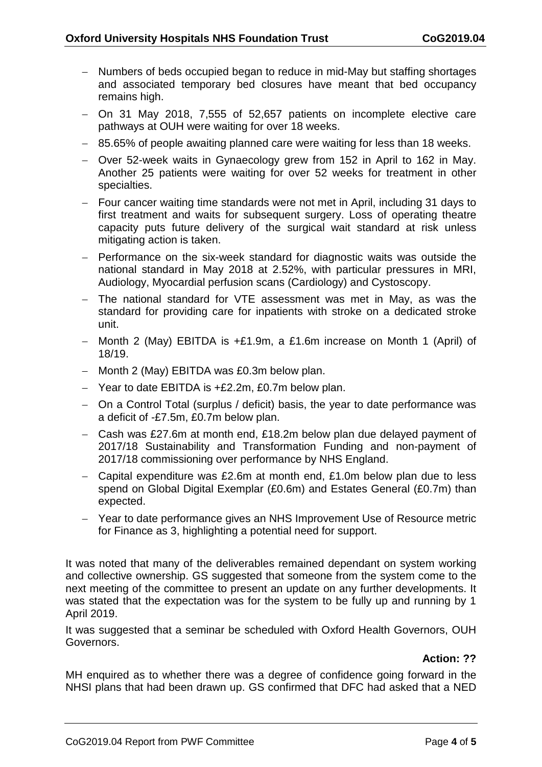- Numbers of beds occupied began to reduce in mid-May but staffing shortages and associated temporary bed closures have meant that bed occupancy remains high.
- On 31 May 2018, 7,555 of 52,657 patients on incomplete elective care pathways at OUH were waiting for over 18 weeks.
- 85.65% of people awaiting planned care were waiting for less than 18 weeks.
- Over 52-week waits in Gynaecology grew from 152 in April to 162 in May. Another 25 patients were waiting for over 52 weeks for treatment in other specialties.
- Four cancer waiting time standards were not met in April, including 31 days to first treatment and waits for subsequent surgery. Loss of operating theatre capacity puts future delivery of the surgical wait standard at risk unless mitigating action is taken.
- Performance on the six-week standard for diagnostic waits was outside the national standard in May 2018 at 2.52%, with particular pressures in MRI, Audiology, Myocardial perfusion scans (Cardiology) and Cystoscopy.
- The national standard for VTE assessment was met in May, as was the standard for providing care for inpatients with stroke on a dedicated stroke unit.
- Month 2 (May) EBITDA is +£1.9m, a £1.6m increase on Month 1 (April) of 18/19.
- Month 2 (May) EBITDA was £0.3m below plan.
- Year to date EBITDA is +£2.2m, £0.7m below plan.
- On a Control Total (surplus / deficit) basis, the year to date performance was a deficit of -£7.5m, £0.7m below plan.
- Cash was £27.6m at month end, £18.2m below plan due delayed payment of 2017/18 Sustainability and Transformation Funding and non-payment of 2017/18 commissioning over performance by NHS England.
- Capital expenditure was £2.6m at month end, £1.0m below plan due to less spend on Global Digital Exemplar (£0.6m) and Estates General (£0.7m) than expected.
- Year to date performance gives an NHS Improvement Use of Resource metric for Finance as 3, highlighting a potential need for support.

It was noted that many of the deliverables remained dependant on system working and collective ownership. GS suggested that someone from the system come to the next meeting of the committee to present an update on any further developments. It was stated that the expectation was for the system to be fully up and running by 1 April 2019.

It was suggested that a seminar be scheduled with Oxford Health Governors, OUH Governors.

**Action: ??**

MH enquired as to whether there was a degree of confidence going forward in the NHSI plans that had been drawn up. GS confirmed that DFC had asked that a NED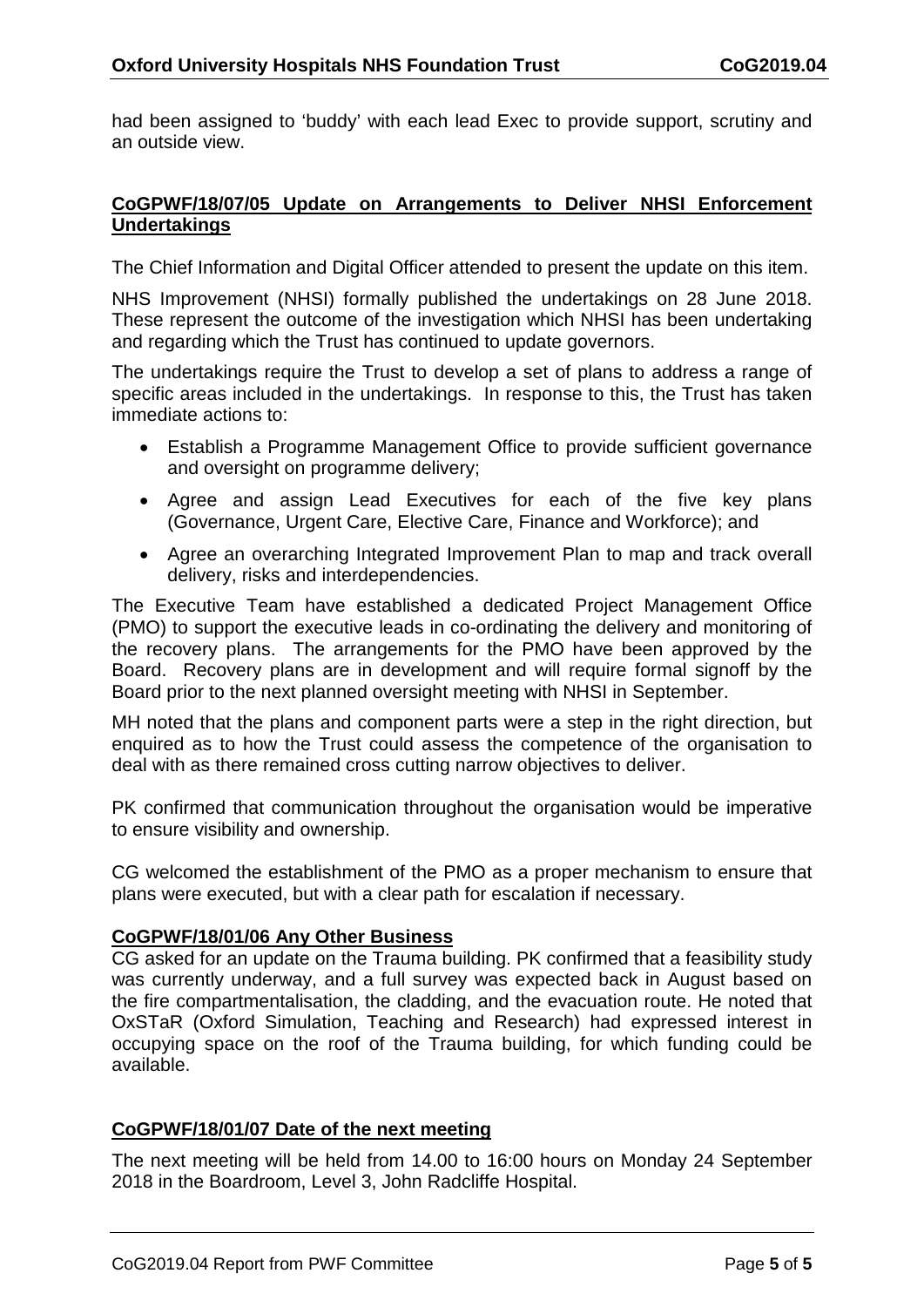had been assigned to 'buddy' with each lead Exec to provide support, scrutiny and an outside view.

**CoGPWF/18/07/05 Update on Arrangements to Deliver NHSI Enforcement Undertakings**

The Chief Information and Digital Officer attended to present the update on this item.

NHS Improvement (NHSI) formally published the undertakings on 28 June 2018. These represent the outcome of the investigation which NHSI has been undertaking and regarding which the Trust has continued to update governors.

The undertakings require the Trust to develop a set of plans to address a range of specific areas included in the undertakings. In response to this, the Trust has taken immediate actions to:

- Establish a Programme Management Office to provide sufficient governance and oversight on programme delivery;
- Agree and assign Lead Executives for each of the five key plans (Governance, Urgent Care, Elective Care, Finance and Workforce); and
- Agree an overarching Integrated Improvement Plan to map and track overall delivery, risks and interdependencies.

The Executive Team have established a dedicated Project Management Office (PMO) to support the executive leads in co-ordinating the delivery and monitoring of the recovery plans. The arrangements for the PMO have been approved by the Board. Recovery plans are in development and will require formal signoff by the Board prior to the next planned oversight meeting with NHSI in September.

MH noted that the plans and component parts were a step in the right direction, but enquired as to how the Trust could assess the competence of the organisation to deal with as there remained cross cutting narrow objectives to deliver.

PK confirmed that communication throughout the organisation would be imperative to ensure visibility and ownership.

CG welcomed the establishment of the PMO as a proper mechanism to ensure that plans were executed, but with a clear path for escalation if necessary.

**CoGPWF/18/01/06 Any Other Business**

CG asked for an update on the Trauma building. PK confirmed that a feasibility study was currently underway, and a full survey was expected back in August based on the fire compartmentalisation, the cladding, and the evacuation route. He noted that OxSTaR (Oxford Simulation, Teaching and Research) had expressed interest in occupying space on the roof of the Trauma building, for which funding could be available.

**CoGPWF/18/01/07 Date of the next meeting**

The next meeting will be held from 14.00 to 16:00 hours on Monday 24 September 2018 in the Boardroom, Level 3, John Radcliffe Hospital.